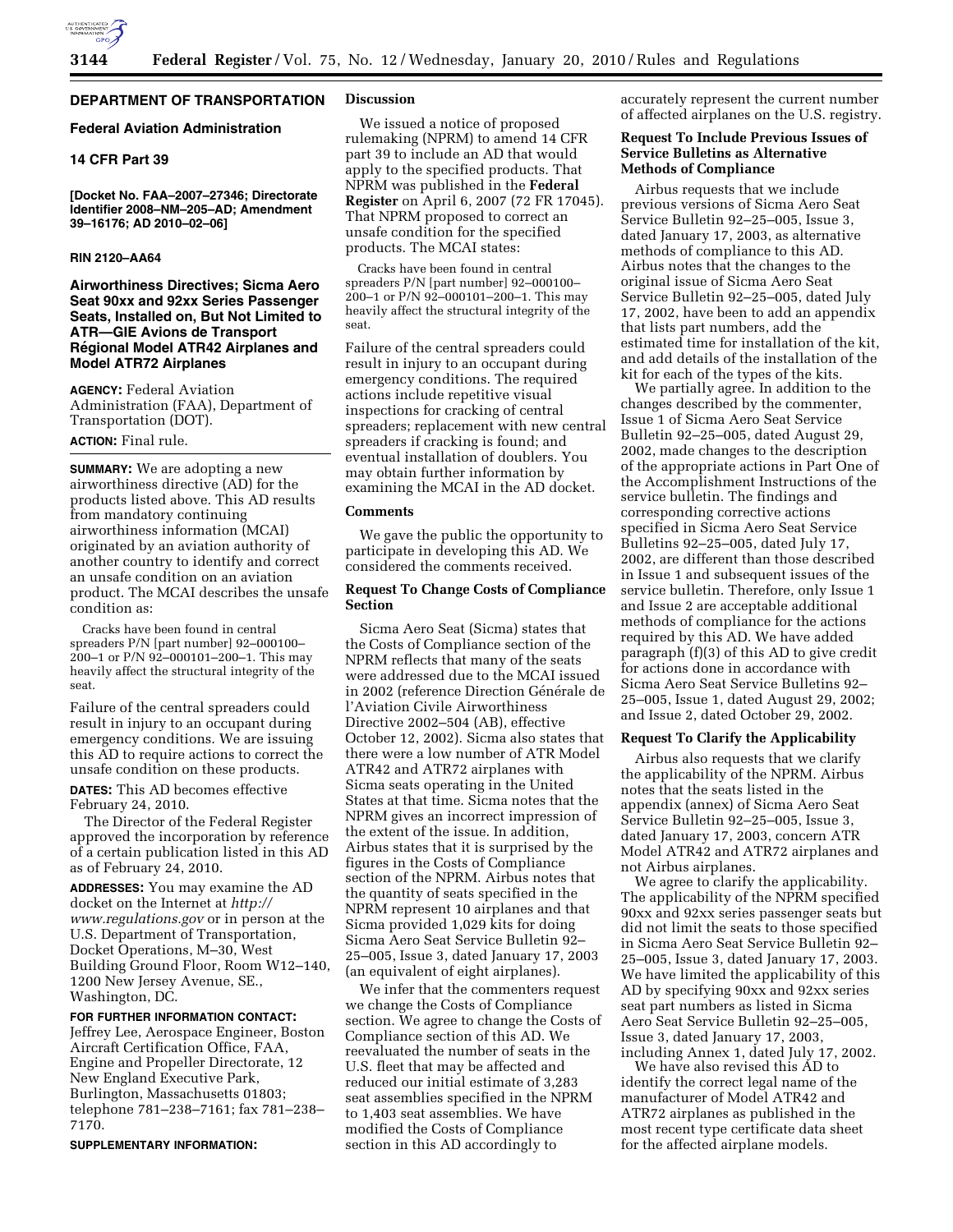## DEPARTMENT OF TRANSPORTATION

### Federal Aviation Administration

### 14 CFR Part 39

**[Docket No. FAA–2007–27346; Directorate Identifier 2008–NM–205–AD; Amendment 39–16176; AD 2010–02–06]**

**RIN 2120–AA64**

## Airworthiness Directives; Sicma Aero Seat 90xx and 92xx Series Passenger Seats, Installed on, But Not Limited to ATR—GIE Avions de Transport Régional Model ATR42 Airplanes and Model ATR72 Airplanes

**AGENCY:** Federal Aviation Administration (FAA), Department of Transportation (DOT).

**ACTION:** Final rule.

**SUMMARY:** We are adopting a new airworthiness directive (AD) for the products listed above. This AD results from mandatory continuing airworthiness information (MCAI) originated by an aviation authority of another country to identify and correct an unsafe condition on an aviation product. The MCAI describes the unsafe condition as:

> Cracks have been found in central spreaders P/N [part number] 92–000100–200–1 or P/N 92–000101–200–1. This may heavily affect the structural integrity of the seat.

Failure of the central spreaders could result in injury to an occupant during emergency conditions. We are issuing this AD to require actions to correct the unsafe condition on these products.

**DATES:** This AD becomes effective February 24, 2010.

The Director of the Federal Register approved the incorporation by reference of a certain publication listed in this AD as of February 24, 2010.

**ADDRESSES:** You may examine the AD docket on the Internet at *http://www.regulations.gov* or in person at the U.S. Department of Transportation, Docket Operations, M–30, West Building Ground Floor, Room W12–140, 1200 New Jersey Avenue, SE., Washington, DC.

**FOR FURTHER INFORMATION CONTACT:** Jeffrey Lee, Aerospace Engineer, Boston Aircraft Certification Office, FAA, Engine and Propeller Directorate, 12 New England Executive Park, Burlington, Massachusetts 01803; telephone 781–238–7161; fax 781–238–7170.

**SUPPLEMENTARY INFORMATION:**

### Discussion

We issued a notice of proposed rulemaking (NPRM) to amend 14 CFR part 39 to include an AD that would apply to the specified products. That NPRM was published in the **Federal Register** on April 6, 2007 (72 FR 17045). That NPRM proposed to correct an unsafe condition for the specified products. The MCAI states:

> Cracks have been found in central spreaders P/N [part number] 92–000100–200–1 or P/N 92–000101–200–1. This may heavily affect the structural integrity of the seat.

Failure of the central spreaders could result in injury to an occupant during emergency conditions. The required actions include repetitive visual inspections for cracking of central spreaders; replacement with new central spreaders if cracking is found; and eventual installation of doublers. You may obtain further information by examining the MCAI in the AD docket.

### Comments

We gave the public the opportunity to participate in developing this AD. We considered the comments received.

### Request To Change Costs of Compliance Section

Sicma Aero Seat (Sicma) states that the Costs of Compliance section of the NPRM reflects that many of the seats were addressed due to the MCAI issued in 2002 (reference Direction Générale de l'Aviation Civile Airworthiness Directive 2002–504 (AB), effective October 12, 2002). Sicma also states that there were a low number of ATR Model ATR42 and ATR72 airplanes with Sicma seats operating in the United States at that time. Sicma notes that the NPRM gives an incorrect impression of the extent of the issue. In addition, Airbus states that it is surprised by the figures in the Costs of Compliance section of the NPRM. Airbus notes that the quantity of seats specified in the NPRM represent 10 airplanes and that Sicma provided 1,029 kits for doing Sicma Aero Seat Service Bulletin 92–25–005, Issue 3, dated January 17, 2003 (an equivalent of eight airplanes).

We infer that the commenters request we change the Costs of Compliance section. We agree to change the Costs of Compliance section of this AD. We reevaluated the number of seats in the U.S. fleet that may be affected and reduced our initial estimate of 3,283 seat assemblies specified in the NPRM to 1,403 seat assemblies. We have modified the Costs of Compliance section in this AD accordingly to accurately represent the current number of affected airplanes on the U.S. registry.

### Request To Include Previous Issues of Service Bulletins as Alternative Methods of Compliance

Airbus requests that we include previous versions of Sicma Aero Seat Service Bulletin 92–25–005, Issue 3, dated January 17, 2003, as alternative methods of compliance to this AD. Airbus notes that the changes to the original issue of Sicma Aero Seat Service Bulletin 92–25–005, dated July 17, 2002, have been to add an appendix that lists part numbers, add the estimated time for installation of the kit, and add details of the installation of the kit for each of the types of the kits.

We partially agree. In addition to the changes described by the commenter, Issue 1 of Sicma Aero Seat Service Bulletin 92–25–005, dated August 29, 2002, made changes to the description of the appropriate actions in Part One of the Accomplishment Instructions of the service bulletin. The findings and corresponding corrective actions specified in Sicma Aero Seat Service Bulletins 92–25–005, dated July 17, 2002, are different than those described in Issue 1 and subsequent issues of the service bulletin. Therefore, only Issue 1 and Issue 2 are acceptable additional methods of compliance for the actions required by this AD. We have added paragraph (f)(3) of this AD to give credit for actions done in accordance with Sicma Aero Seat Service Bulletins 92–25–005, Issue 1, dated August 29, 2002; and Issue 2, dated October 29, 2002.

### Request To Clarify the Applicability

Airbus also requests that we clarify the applicability of the NPRM. Airbus notes that the seats listed in the appendix (annex) of Sicma Aero Seat Service Bulletin 92–25–005, Issue 3, dated January 17, 2003, concern ATR Model ATR42 and ATR72 airplanes and not Airbus airplanes.

We agree to clarify the applicability. The applicability of the NPRM specified 90xx and 92xx series passenger seats but did not limit the seats to those specified in Sicma Aero Seat Service Bulletin 92–25–005, Issue 3, dated January 17, 2003. We have limited the applicability of this AD by specifying 90xx and 92xx series seat part numbers as listed in Sicma Aero Seat Service Bulletin 92–25–005, Issue 3, dated January 17, 2003, including Annex 1, dated July 17, 2002.

We have also revised this AD to identify the correct legal name of the manufacturer of Model ATR42 and ATR72 airplanes as published in the most recent type certificate data sheet for the affected airplane models.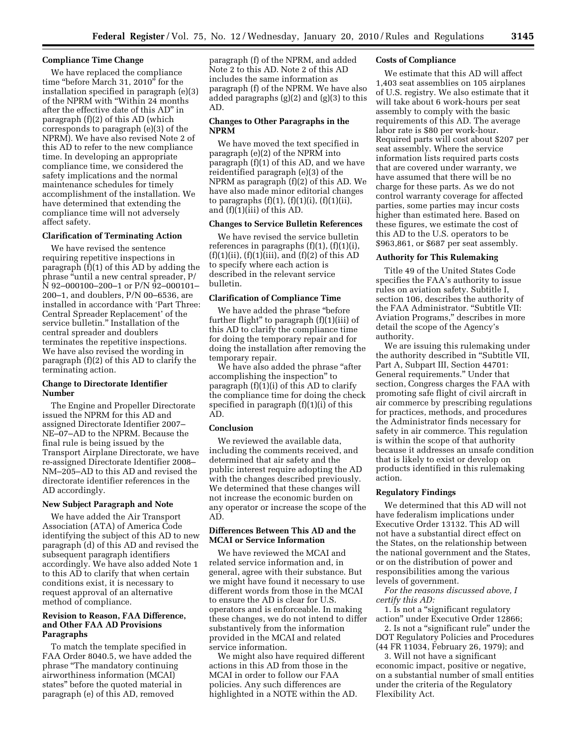### Compliance Time Change

We have replaced the compliance time "before March 31, 2010" for the installation specified in paragraph (e)(3) of the NPRM with "Within 24 months after the effective date of this AD" in paragraph (f)(2) of this AD (which corresponds to paragraph (e)(3) of the NPRM). We have also revised Note 2 of this AD to refer to the new compliance time. In developing an appropriate compliance time, we considered the safety implications and the normal maintenance schedules for timely accomplishment of the installation. We have determined that extending the compliance time will not adversely affect safety.

### Clarification of Terminating Action

We have revised the sentence requiring repetitive inspections in paragraph (f)(1) of this AD by adding the phrase "until a new central spreader, P/N 92–000100–200–1 or P/N 92–000101–200–1, and doublers, P/N 00–6536, are installed in accordance with 'Part Three: Central Spreader Replacement' of the service bulletin." Installation of the central spreader and doublers terminates the repetitive inspections. We have also revised the wording in paragraph (f)(2) of this AD to clarify the terminating action.

### Change to Directorate Identifier Number

The Engine and Propeller Directorate issued the NPRM for this AD and assigned Directorate Identifier 2007–NE–07–AD to the NPRM. Because the final rule is being issued by the Transport Airplane Directorate, we have re-assigned Directorate Identifier 2008–NM–205–AD to this AD and revised the directorate identifier references in the AD accordingly.

### New Subject Paragraph and Note

We have added the Air Transport Association (ATA) of America Code identifying the subject of this AD to new paragraph (d) of this AD and revised the subsequent paragraph identifiers accordingly. We have also added Note 1 to this AD to clarify that when certain conditions exist, it is necessary to request approval of an alternative method of compliance.

### Revision to Reason, FAA Difference, and Other FAA AD Provisions Paragraphs

To match the template specified in FAA Order 8040.5, we have added the phrase "The mandatory continuing airworthiness information (MCAI) states" before the quoted material in paragraph (e) of this AD, removed paragraph (f) of the NPRM, and added Note 2 to this AD. Note 2 of this AD includes the same information as paragraph (f) of the NPRM. We have also added paragraphs (g)(2) and (g)(3) to this AD.

### Changes to Other Paragraphs in the NPRM

We have moved the text specified in paragraph (e)(2) of the NPRM into paragraph (f)(1) of this AD, and we have reidentified paragraph (e)(3) of the NPRM as paragraph (f)(2) of this AD. We have also made minor editorial changes to paragraphs (f)(1), (f)(1)(i), (f)(1)(ii), and (f)(1)(iii) of this AD.

### Changes to Service Bulletin References

We have revised the service bulletin references in paragraphs (f)(1), (f)(1)(i), (f)(1)(ii), (f)(1)(iii), and (f)(2) of this AD to specify where each action is described in the relevant service bulletin.

### Clarification of Compliance Time

We have added the phrase "before further flight" to paragraph (f)(1)(iii) of this AD to clarify the compliance time for doing the temporary repair and for doing the installation after removing the temporary repair.

We have also added the phrase "after accomplishing the inspection" to paragraph (f)(1)(i) of this AD to clarify the compliance time for doing the check specified in paragraph (f)(1)(i) of this AD.

### Conclusion

We reviewed the available data, including the comments received, and determined that air safety and the public interest require adopting the AD with the changes described previously. We determined that these changes will not increase the economic burden on any operator or increase the scope of the AD.

### Differences Between This AD and the MCAI or Service Information

We have reviewed the MCAI and related service information and, in general, agree with their substance. But we might have found it necessary to use different words from those in the MCAI to ensure the AD is clear for U.S. operators and is enforceable. In making these changes, we do not intend to differ substantively from the information provided in the MCAI and related service information.

We might also have required different actions in this AD from those in the MCAI in order to follow our FAA policies. Any such differences are highlighted in a NOTE within the AD.

### Costs of Compliance

We estimate that this AD will affect 1,403 seat assemblies on 105 airplanes of U.S. registry. We also estimate that it will take about 6 work-hours per seat assembly to comply with the basic requirements of this AD. The average labor rate is $80 per work-hour. Required parts will cost about $207 per seat assembly. Where the service information lists required parts costs that are covered under warranty, we have assumed that there will be no charge for these parts. As we do not control warranty coverage for affected parties, some parties may incur costs higher than estimated here. Based on these figures, we estimate the cost of this AD to the U.S. operators to be $963,861, or $687 per seat assembly.

### Authority for This Rulemaking

Title 49 of the United States Code specifies the FAA's authority to issue rules on aviation safety. Subtitle I, section 106, describes the authority of the FAA Administrator. "Subtitle VII: Aviation Programs," describes in more detail the scope of the Agency's authority.

We are issuing this rulemaking under the authority described in "Subtitle VII, Part A, Subpart III, Section 44701: General requirements." Under that section, Congress charges the FAA with promoting safe flight of civil aircraft in air commerce by prescribing regulations for practices, methods, and procedures the Administrator finds necessary for safety in air commerce. This regulation is within the scope of that authority because it addresses an unsafe condition that is likely to exist or develop on products identified in this rulemaking action.

### Regulatory Findings

We determined that this AD will not have federalism implications under Executive Order 13132. This AD will not have a substantial direct effect on the States, on the relationship between the national government and the States, or on the distribution of power and responsibilities among the various levels of government.

*For the reasons discussed above, I certify this AD:*

1. Is not a "significant regulatory action" under Executive Order 12866;

2. Is not a "significant rule" under the DOT Regulatory Policies and Procedures (44 FR 11034, February 26, 1979); and

3. Will not have a significant economic impact, positive or negative, on a substantial number of small entities under the criteria of the Regulatory Flexibility Act.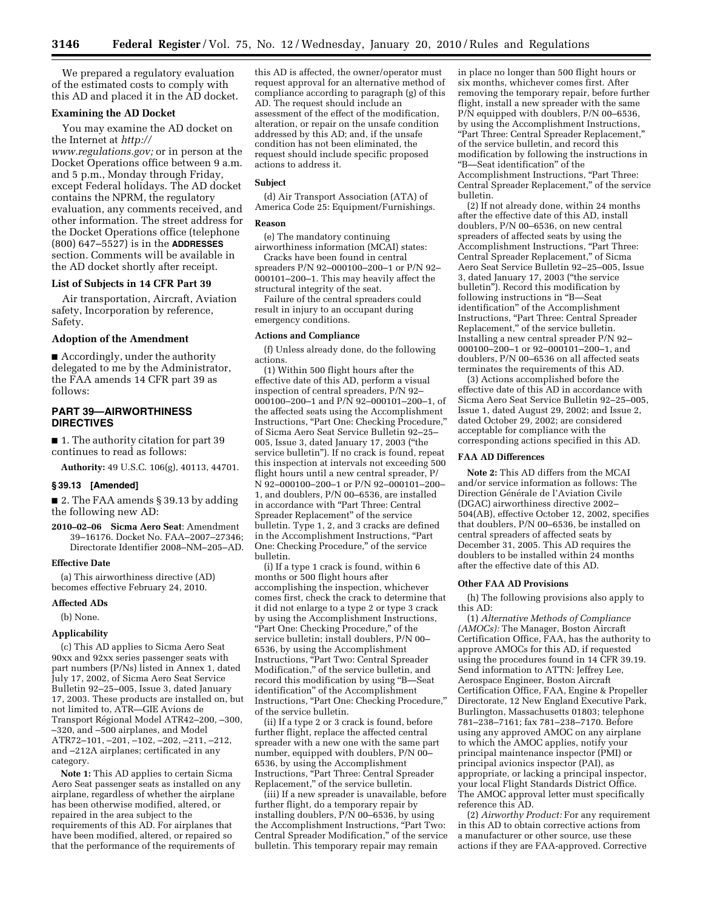We prepared a regulatory evaluation of the estimated costs to comply with this AD and placed it in the AD docket.

### Examining the AD Docket

You may examine the AD docket on the Internet at *http://www.regulations.gov;* or in person at the Docket Operations office between 9 a.m. and 5 p.m., Monday through Friday, except Federal holidays. The AD docket contains the NPRM, the regulatory evaluation, any comments received, and other information. The street address for the Docket Operations office (telephone (800) 647–5527) is in the **ADDRESSES** section. Comments will be available in the AD docket shortly after receipt.

### List of Subjects in 14 CFR Part 39

Air transportation, Aircraft, Aviation safety, Incorporation by reference, Safety.

### Adoption of the Amendment

■ Accordingly, under the authority delegated to me by the Administrator, the FAA amends 14 CFR part 39 as follows:

## PART 39—AIRWORTHINESS DIRECTIVES

■ 1. The authority citation for part 39 continues to read as follows:

**Authority:** 49 U.S.C. 106(g), 40113, 44701.

### § 39.13 [Amended]

■ 2. The FAA amends § 39.13 by adding the following new AD:

**2010–02–06 Sicma Aero Seat**: Amendment 39–16176. Docket No. FAA–2007–27346; Directorate Identifier 2008–NM–205–AD.

#### Effective Date

(a) This airworthiness directive (AD) becomes effective February 24, 2010.

#### Affected ADs

(b) None.

#### Applicability

(c) This AD applies to Sicma Aero Seat 90xx and 92xx series passenger seats with part numbers (P/Ns) listed in Annex 1, dated July 17, 2002, of Sicma Aero Seat Service Bulletin 92–25–005, Issue 3, dated January 17, 2003. These products are installed on, but not limited to, ATR—GIE Avions de Transport Régional Model ATR42–200, –300, –320, and –500 airplanes, and Model ATR72–101, –201, –102, –202, –211, –212, and –212A airplanes; certificated in any category.

**Note 1:** This AD applies to certain Sicma Aero Seat passenger seats as installed on any airplane, regardless of whether the airplane has been otherwise modified, altered, or repaired in the area subject to the requirements of this AD. For airplanes that have been modified, altered, or repaired so that the performance of the requirements of this AD is affected, the owner/operator must request approval for an alternative method of compliance according to paragraph (g) of this AD. The request should include an assessment of the effect of the modification, alteration, or repair on the unsafe condition addressed by this AD; and, if the unsafe condition has not been eliminated, the request should include specific proposed actions to address it.

#### Subject

(d) Air Transport Association (ATA) of America Code 25: Equipment/Furnishings.

#### Reason

(e) The mandatory continuing airworthiness information (MCAI) states:

Cracks have been found in central spreaders P/N 92–000100–200–1 or P/N 92–000101–200–1. This may heavily affect the structural integrity of the seat.

Failure of the central spreaders could result in injury to an occupant during emergency conditions.

#### Actions and Compliance

(f) Unless already done, do the following actions.

(1) Within 500 flight hours after the effective date of this AD, perform a visual inspection of central spreaders, P/N 92–000100–200–1 and P/N 92–000101–200–1, of the affected seats using the Accomplishment Instructions, "Part One: Checking Procedure," of Sicma Aero Seat Service Bulletin 92–25–005, Issue 3, dated January 17, 2003 ("the service bulletin"). If no crack is found, repeat this inspection at intervals not exceeding 500 flight hours until a new central spreader, P/N 92–000100–200–1 or P/N 92–000101–200–1, and doublers, P/N 00–6536, are installed in accordance with "Part Three: Central Spreader Replacement" of the service bulletin. Type 1, 2, and 3 cracks are defined in the Accomplishment Instructions, "Part One: Checking Procedure," of the service bulletin.

(i) If a type 1 crack is found, within 6 months or 500 flight hours after accomplishing the inspection, whichever comes first, check the crack to determine that it did not enlarge to a type 2 or type 3 crack by using the Accomplishment Instructions, "Part One: Checking Procedure," of the service bulletin; install doublers, P/N 00–6536, by using the Accomplishment Instructions, "Part Two: Central Spreader Modification," of the service bulletin, and record this modification by using "B—Seat identification" of the Accomplishment Instructions, "Part One: Checking Procedure," of the service bulletin.

(ii) If a type 2 or 3 crack is found, before further flight, replace the affected central spreader with a new one with the same part number, equipped with doublers, P/N 00–6536, by using the Accomplishment Instructions, "Part Three: Central Spreader Replacement," of the service bulletin.

(iii) If a new spreader is unavailable, before further flight, do a temporary repair by installing doublers, P/N 00–6536, by using the Accomplishment Instructions, "Part Two: Central Spreader Modification," of the service bulletin. This temporary repair may remain in place no longer than 500 flight hours or six months, whichever comes first. After removing the temporary repair, before further flight, install a new spreader with the same P/N equipped with doublers, P/N 00–6536, by using the Accomplishment Instructions, "Part Three: Central Spreader Replacement," of the service bulletin, and record this modification by following the instructions in "B—Seat identification" of the Accomplishment Instructions, "Part Three: Central Spreader Replacement," of the service bulletin.

(2) If not already done, within 24 months after the effective date of this AD, install doublers, P/N 00–6536, on new central spreaders of affected seats by using the Accomplishment Instructions, "Part Three: Central Spreader Replacement," of Sicma Aero Seat Service Bulletin 92–25–005, Issue 3, dated January 17, 2003 ("the service bulletin"). Record this modification by following instructions in "B—Seat identification" of the Accomplishment Instructions, "Part Three: Central Spreader Replacement," of the service bulletin. Installing a new central spreader P/N 92–000100–200–1 or 92–000101–200–1, and doublers, P/N 00–6536 on all affected seats terminates the requirements of this AD.

(3) Actions accomplished before the effective date of this AD in accordance with Sicma Aero Seat Service Bulletin 92–25–005, Issue 1, dated August 29, 2002; and Issue 2, dated October 29, 2002; are considered acceptable for compliance with the corresponding actions specified in this AD.

#### FAA AD Differences

**Note 2:** This AD differs from the MCAI and/or service information as follows: The Direction Générale de l'Aviation Civile (DGAC) airworthiness directive 2002–504(AB), effective October 12, 2002, specifies that doublers, P/N 00–6536, be installed on central spreaders of affected seats by December 31, 2005. This AD requires the doublers to be installed within 24 months after the effective date of this AD.

#### Other FAA AD Provisions

(h) The following provisions also apply to this AD:

(1) *Alternative Methods of Compliance (AMOCs):* The Manager, Boston Aircraft Certification Office, FAA, has the authority to approve AMOCs for this AD, if requested using the procedures found in 14 CFR 39.19. Send information to ATTN: Jeffrey Lee, Aerospace Engineer, Boston Aircraft Certification Office, FAA, Engine & Propeller Directorate, 12 New England Executive Park, Burlington, Massachusetts 01803; telephone 781–238–7161; fax 781–238–7170. Before using any approved AMOC on any airplane to which the AMOC applies, notify your principal maintenance inspector (PMI) or principal avionics inspector (PAI), as appropriate, or lacking a principal inspector, your local Flight Standards District Office. The AMOC approval letter must specifically reference this AD.

(2) *Airworthy Product:* For any requirement in this AD to obtain corrective actions from a manufacturer or other source, use these actions if they are FAA-approved. Corrective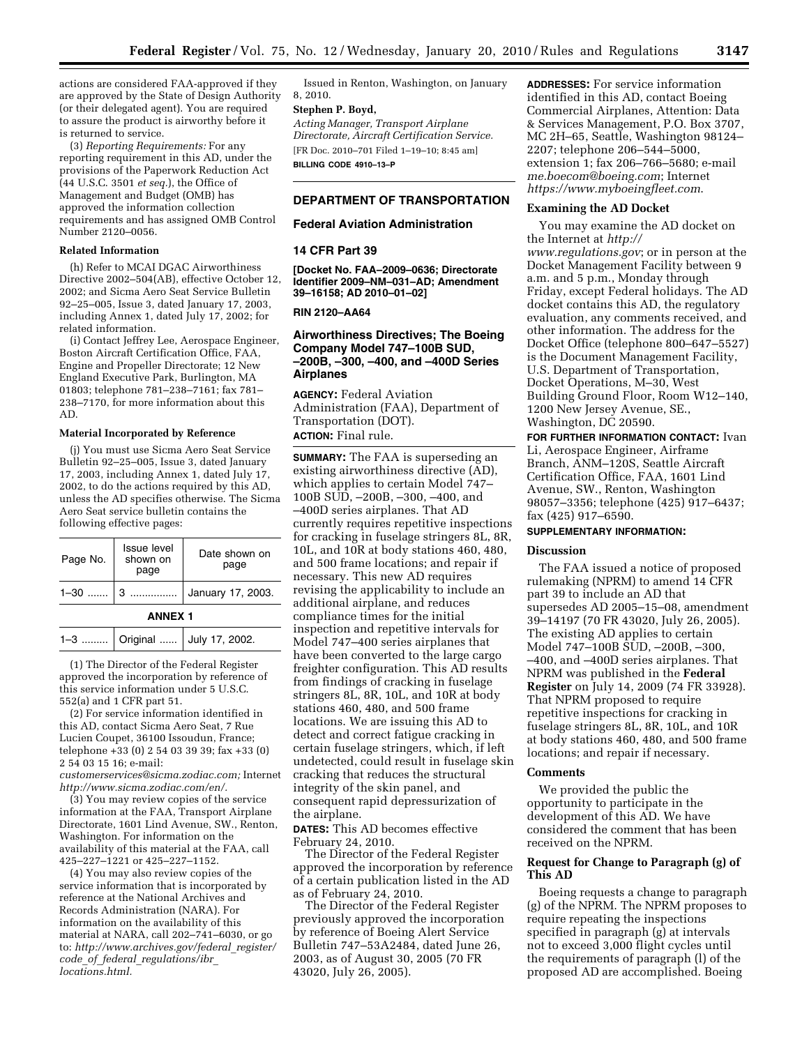actions are considered FAA-approved if they are approved by the State of Design Authority (or their delegated agent). You are required to assure the product is airworthy before it is returned to service.

(3) *Reporting Requirements:* For any reporting requirement in this AD, under the provisions of the Paperwork Reduction Act (44 U.S.C. 3501 *et seq.*), the Office of Management and Budget (OMB) has approved the information collection requirements and has assigned OMB Control Number 2120–0056.

**Related Information**

(h) Refer to MCAI DGAC Airworthiness Directive 2002–504(AB), effective October 12, 2002; and Sicma Aero Seat Service Bulletin 92–25–005, Issue 3, dated January 17, 2003, including Annex 1, dated July 17, 2002; for related information.

(i) Contact Jeffrey Lee, Aerospace Engineer, Boston Aircraft Certification Office, FAA, Engine and Propeller Directorate; 12 New England Executive Park, Burlington, MA 01803; telephone 781–238–7161; fax 781–238–7170, for more information about this AD.

**Material Incorporated by Reference**

(j) You must use Sicma Aero Seat Service Bulletin 92–25–005, Issue 3, dated January 17, 2003, including Annex 1, dated July 17, 2002, to do the actions required by this AD, unless the AD specifies otherwise. The Sicma Aero Seat service bulletin contains the following effective pages:

| Page No. | Issue level shown on page | Date shown on page |
|---|---|---|
| 1–30 | 3 | January 17, 2003. |
| **ANNEX 1** | | |
| 1–3 | Original | July 17, 2002. |

(1) The Director of the Federal Register approved the incorporation by reference of this service information under 5 U.S.C. 552(a) and 1 CFR part 51.

(2) For service information identified in this AD, contact Sicma Aero Seat, 7 Rue Lucien Coupet, 36100 Issoudun, France; telephone +33 (0) 2 54 03 39 39; fax +33 (0) 2 54 03 15 16; e-mail: *customerservices@sicma.zodiac.com;* Internet *http://www.sicma.zodiac.com/en/.*

(3) You may review copies of the service information at the FAA, Transport Airplane Directorate, 1601 Lind Avenue, SW., Renton, Washington. For information on the availability of this material at the FAA, call 425–227–1221 or 425–227–1152.

(4) You may also review copies of the service information that is incorporated by reference at the National Archives and Records Administration (NARA). For information on the availability of this material at NARA, call 202–741–6030, or go to: *http://www.archives.gov/federal_register/code_of_federal_regulations/ibr_locations.html.*

Issued in Renton, Washington, on January 8, 2010.

**Stephen P. Boyd,**

*Acting Manager, Transport Airplane Directorate, Aircraft Certification Service.*

[FR Doc. 2010–701 Filed 1–19–10; 8:45 am]

**BILLING CODE 4910–13–P**

---

## DEPARTMENT OF TRANSPORTATION

## Federal Aviation Administration

## 14 CFR Part 39

**[Docket No. FAA–2009–0636; Directorate Identifier 2009–NM–031–AD; Amendment 39–16158; AD 2010–01–02]**

**RIN 2120–AA64**

## Airworthiness Directives; The Boeing Company Model 747–100B SUD, –200B, –300, –400, and –400D Series Airplanes

**AGENCY:** Federal Aviation Administration (FAA), Department of Transportation (DOT).

**ACTION:** Final rule.

**SUMMARY:** The FAA is superseding an existing airworthiness directive (AD), which applies to certain Model 747–100B SUD, –200B, –300, –400, and –400D series airplanes. That AD currently requires repetitive inspections for cracking in fuselage stringers 8L, 8R, 10L, and 10R at body stations 460, 480, and 500 frame locations; and repair if necessary. This new AD requires revising the applicability to include an additional airplane, and reduces compliance times for the initial inspection and repetitive intervals for Model 747–400 series airplanes that have been converted to the large cargo freighter configuration. This AD results from findings of cracking in fuselage stringers 8L, 8R, 10L, and 10R at body stations 460, 480, and 500 frame locations. We are issuing this AD to detect and correct fatigue cracking in certain fuselage stringers, which, if left undetected, could result in fuselage skin cracking that reduces the structural integrity of the skin panel, and consequent rapid depressurization of the airplane.

**DATES:** This AD becomes effective February 24, 2010.

The Director of the Federal Register approved the incorporation by reference of a certain publication listed in the AD as of February 24, 2010.

The Director of the Federal Register previously approved the incorporation by reference of Boeing Alert Service Bulletin 747–53A2484, dated June 26, 2003, as of August 30, 2005 (70 FR 43020, July 26, 2005).

**ADDRESSES:** For service information identified in this AD, contact Boeing Commercial Airplanes, Attention: Data & Services Management, P.O. Box 3707, MC 2H–65, Seattle, Washington 98124–2207; telephone 206–544–5000, extension 1; fax 206–766–5680; e-mail *me.boecom@boeing.com*; Internet *https://www.myboeingfleet.com.*

**Examining the AD Docket**

You may examine the AD docket on the Internet at *http://www.regulations.gov*; or in person at the Docket Management Facility between 9 a.m. and 5 p.m., Monday through Friday, except Federal holidays. The AD docket contains this AD, the regulatory evaluation, any comments received, and other information. The address for the Docket Office (telephone 800–647–5527) is the Document Management Facility, U.S. Department of Transportation, Docket Operations, M–30, West Building Ground Floor, Room W12–140, 1200 New Jersey Avenue, SE., Washington, DC 20590.

**FOR FURTHER INFORMATION CONTACT:** Ivan Li, Aerospace Engineer, Airframe Branch, ANM–120S, Seattle Aircraft Certification Office, FAA, 1601 Lind Avenue, SW., Renton, Washington 98057–3356; telephone (425) 917–6437; fax (425) 917–6590.

**SUPPLEMENTARY INFORMATION:**

**Discussion**

The FAA issued a notice of proposed rulemaking (NPRM) to amend 14 CFR part 39 to include an AD that supersedes AD 2005–15–08, amendment 39–14197 (70 FR 43020, July 26, 2005). The existing AD applies to certain Model 747–100B SUD, –200B, –300, –400, and –400D series airplanes. That NPRM was published in the **Federal Register** on July 14, 2009 (74 FR 33928). That NPRM proposed to require repetitive inspections for cracking in fuselage stringers 8L, 8R, 10L, and 10R at body stations 460, 480, and 500 frame locations; and repair if necessary.

**Comments**

We provided the public the opportunity to participate in the development of this AD. We have considered the comment that has been received on the NPRM.

**Request for Change to Paragraph (g) of This AD**

Boeing requests a change to paragraph (g) of the NPRM. The NPRM proposes to require repeating the inspections specified in paragraph (g) at intervals not to exceed 3,000 flight cycles until the requirements of paragraph (l) of the proposed AD are accomplished. Boeing